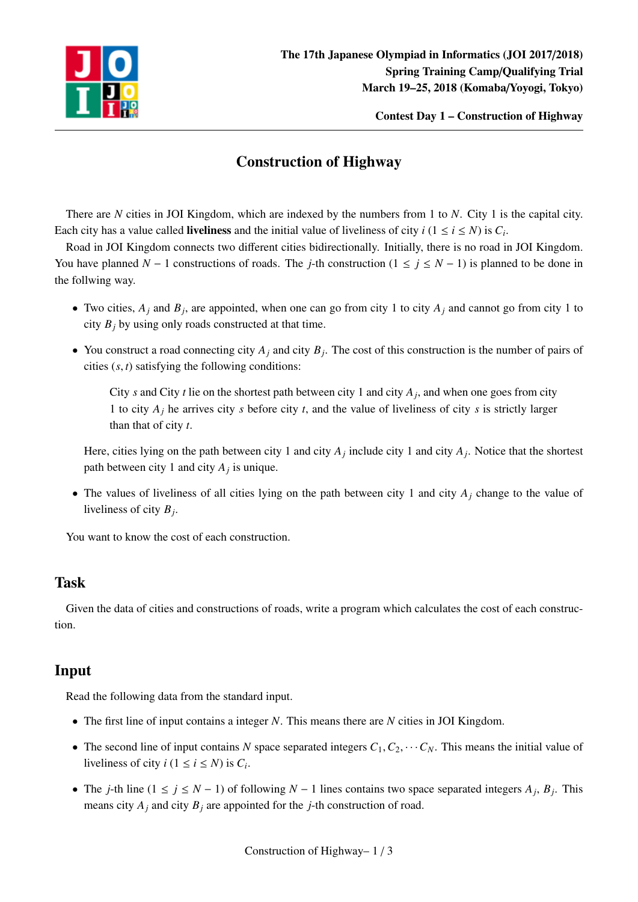# Construction of Highway

There are $N$ cities in JOI Kingdom, which are indexed by the numbers from 1 to $N$. City 1 is the capital city. Each city has a value called **liveliness** and the initial value of liveliness of city $i$ ($1 \le i \le N$) is $C_i$.

Road in JOI Kingdom connects two different cities bidirectionally. Initially, there is no road in JOI Kingdom. You have planned $N - 1$ constructions of roads. The $j$-th construction ($1 \le j \le N - 1$) is planned to be done in the follwing way.

- Two cities, $A_j$ and $B_j$, are appointed, when one can go from city 1 to city $A_j$ and cannot go from city 1 to city $B_j$ by using only roads constructed at that time.
- You construct a road connecting city $A_j$ and city $B_j$. The cost of this construction is the number of pairs of cities $(s, t)$ satisfying the following conditions:

  City $s$ and City $t$ lie on the shortest path between city 1 and city $A_j$, and when one goes from city 1 to city $A_j$ he arrives city $s$ before city $t$, and the value of liveliness of city $s$ is strictly larger than that of city $t$.

  Here, cities lying on the path between city 1 and city $A_j$ include city 1 and city $A_j$. Notice that the shortest path between city 1 and city $A_j$ is unique.
- The values of liveliness of all cities lying on the path between city 1 and city $A_j$ change to the value of liveliness of city $B_j$.

You want to know the cost of each construction.

## Task

Given the data of cities and constructions of roads, write a program which calculates the cost of each construction.

## Input

Read the following data from the standard input.

- The first line of input contains a integer $N$. This means there are $N$ cities in JOI Kingdom.
- The second line of input contains $N$ space separated integers $C_1, C_2, \cdots C_N$. This means the initial value of liveliness of city $i$ ($1 \le i \le N$) is $C_i$.
- The $j$-th line ($1 \le j \le N - 1$) of following $N - 1$ lines contains two space separated integers $A_j$, $B_j$. This means city $A_j$ and city $B_j$ are appointed for the $j$-th construction of road.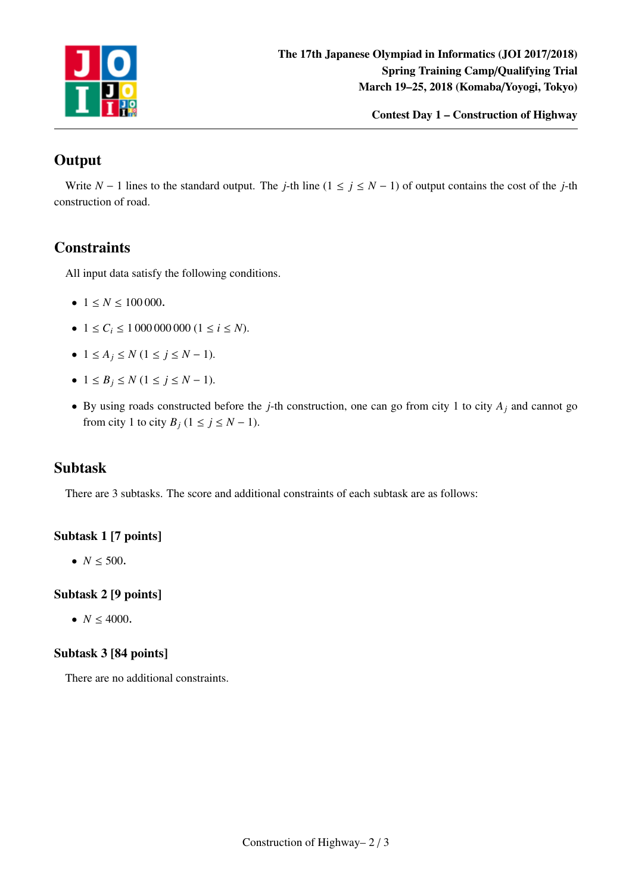## Output

Write $N - 1$ lines to the standard output. The $j$-th line ($1 \leq j \leq N - 1$) of output contains the cost of the $j$-th construction of road.

## Constraints

All input data satisfy the following conditions.

- $1 \leq N \leq 100\,000$.
- $1 \leq C_i \leq 1\,000\,000\,000$ ($1 \leq i \leq N$).
- $1 \leq A_j \leq N$ ($1 \leq j \leq N - 1$).
- $1 \leq B_j \leq N$ ($1 \leq j \leq N - 1$).
- By using roads constructed before the $j$-th construction, one can go from city 1 to city $A_j$ and cannot go from city 1 to city $B_j$ ($1 \leq j \leq N - 1$).

## Subtask

There are 3 subtasks. The score and additional constraints of each subtask are as follows:

### Subtask 1 [7 points]

- $N \leq 500$.

### Subtask 2 [9 points]

- $N \leq 4000$.

### Subtask 3 [84 points]

There are no additional constraints.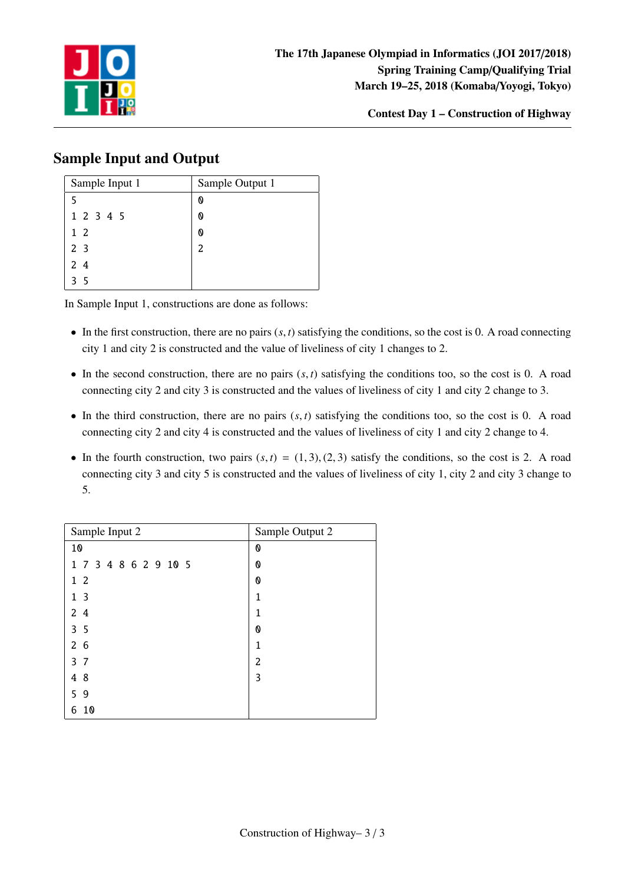## Sample Input and Output

| Sample Input 1 | Sample Output 1 |
|---|---|
| 5<br>1 2 3 4 5<br>1 2<br>2 3<br>2 4<br>3 5 | 0<br>0<br>0<br>2 |

In Sample Input 1, constructions are done as follows:

- In the first construction, there are no pairs $(s,t)$ satisfying the conditions, so the cost is 0. A road connecting city 1 and city 2 is constructed and the value of liveliness of city 1 changes to 2.
- In the second construction, there are no pairs $(s,t)$ satisfying the conditions too, so the cost is 0. A road connecting city 2 and city 3 is constructed and the values of liveliness of city 1 and city 2 change to 3.
- In the third construction, there are no pairs $(s,t)$ satisfying the conditions too, so the cost is 0. A road connecting city 2 and city 4 is constructed and the values of liveliness of city 1 and city 2 change to 4.
- In the fourth construction, two pairs $(s,t) = (1,3),(2,3)$ satisfy the conditions, so the cost is 2. A road connecting city 3 and city 5 is constructed and the values of liveliness of city 1, city 2 and city 3 change to 5.

| Sample Input 2 | Sample Output 2 |
|---|---|
| 10<br>1 7 3 4 8 6 2 9 10 5<br>1 2<br>1 3<br>2 4<br>3 5<br>2 6<br>3 7<br>4 8<br>5 9<br>6 10 | 0<br>0<br>0<br>1<br>1<br>0<br>1<br>2<br>3 |